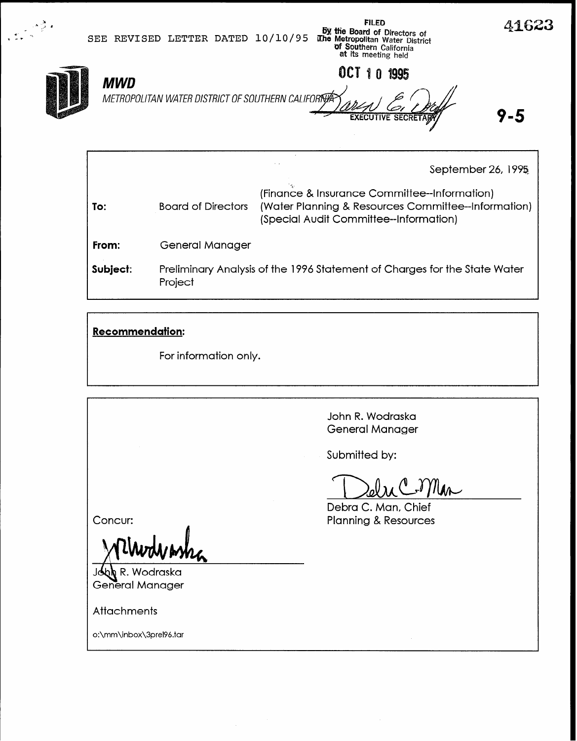SEE REVISED LETTER DATED 10/10/95

FILED
By the Board of Directors of
The Metropolitan Water District
of Southern California
at its meeting held

OCT 10 1995

EXECUTIVE SECRETARY

41623

**MWD**

*METROPOLITAN WATER DISTRICT OF SOUTHERN CALIFORNIA*

9-5

September 26, 1995

| | | |
|---|---|---|
| **To:** | Board of Directors | (Finance & Insurance Committee--Information) (Water Planning & Resources Committee--Information) (Special Audit Committee--Information) |
| **From:** | General Manager | |
| **Subject:** | Preliminary Analysis of the 1996 Statement of Charges for the State Water Project | |

**Recommendation:**

For information only.

John R. Wodraska
General Manager

Submitted by:

Debra C. Man, Chief
Planning & Resources

Concur:

John R. Wodraska
General Manager

Attachments

o:\mm\inbox\3prel96.tar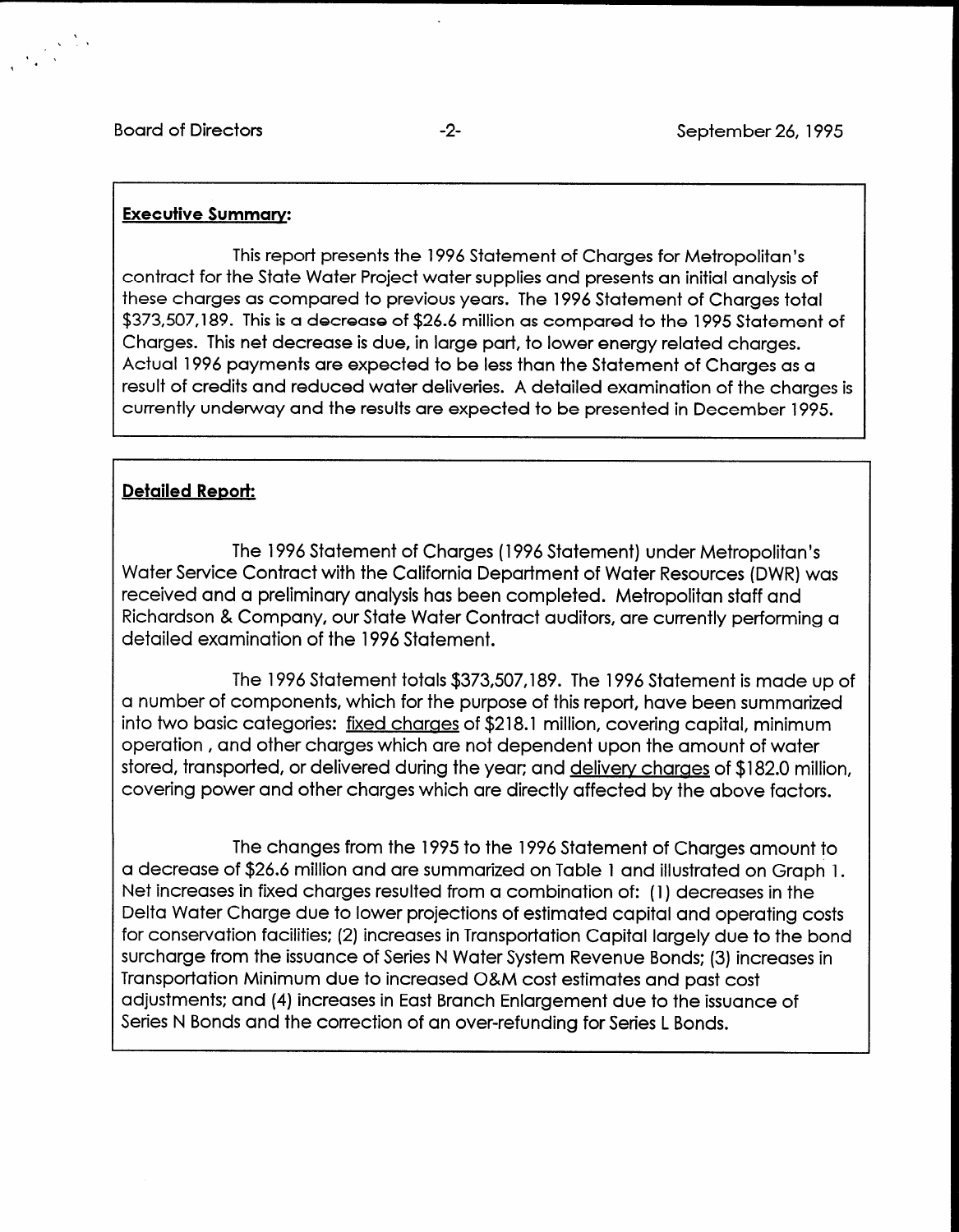**Executive Summary:**

This report presents the 1996 Statement of Charges for Metropolitan's contract for the State Water Project water supplies and presents an initial analysis of these charges as compared to previous years. The 1996 Statement of Charges total $373,507,189. This is a decrease of $26.6 million as compared to the 1995 Statement of Charges. This net decrease is due, in large part, to lower energy related charges. Actual 1996 payments are expected to be less than the Statement of Charges as a result of credits and reduced water deliveries. A detailed examination of the charges is currently underway and the results are expected to be presented in December 1995.

**Detailed Report:**

The 1996 Statement of Charges (1996 Statement) under Metropolitan's Water Service Contract with the California Department of Water Resources (DWR) was received and a preliminary analysis has been completed. Metropolitan staff and Richardson & Company, our State Water Contract auditors, are currently performing a detailed examination of the 1996 Statement.

The 1996 Statement totals $373,507,189. The 1996 Statement is made up of a number of components, which for the purpose of this report, have been summarized into two basic categories: fixed charges of $218.1 million, covering capital, minimum operation , and other charges which are not dependent upon the amount of water stored, transported, or delivered during the year; and delivery charges of $182.0 million, covering power and other charges which are directly affected by the above factors.

The changes from the 1995 to the 1996 Statement of Charges amount to a decrease of $26.6 million and are summarized on Table 1 and illustrated on Graph 1. Net increases in fixed charges resulted from a combination of: (1) decreases in the Delta Water Charge due to lower projections of estimated capital and operating costs for conservation facilities; (2) increases in Transportation Capital largely due to the bond surcharge from the issuance of Series N Water System Revenue Bonds; (3) increases in Transportation Minimum due to increased O&M cost estimates and past cost adjustments; and (4) increases in East Branch Enlargement due to the issuance of Series N Bonds and the correction of an over-refunding for Series L Bonds.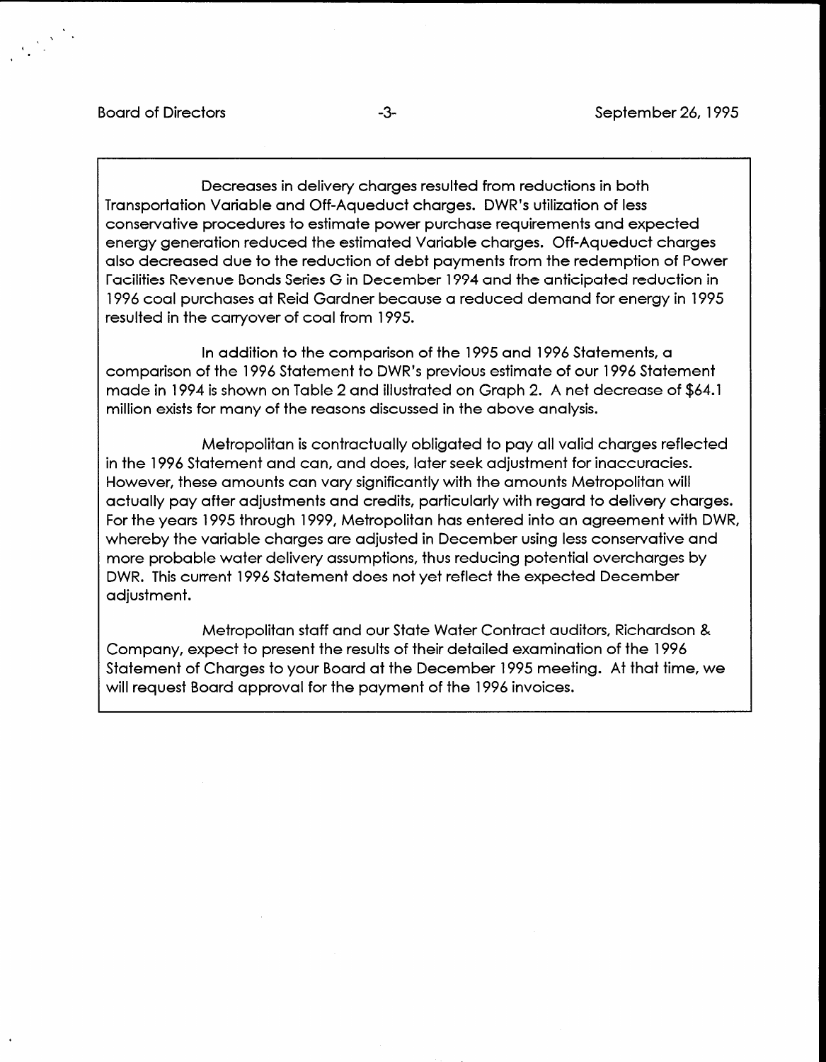Decreases in delivery charges resulted from reductions in both Transportation Variable and Off-Aqueduct charges. DWR's utilization of less conservative procedures to estimate power purchase requirements and expected energy generation reduced the estimated Variable charges. Off-Aqueduct charges also decreased due to the reduction of debt payments from the redemption of Power Facilities Revenue Bonds Series G in December 1994 and the anticipated reduction in 1996 coal purchases at Reid Gardner because a reduced demand for energy in 1995 resulted in the carryover of coal from 1995.

In addition to the comparison of the 1995 and 1996 Statements, a comparison of the 1996 Statement to DWR's previous estimate of our 1996 Statement made in 1994 is shown on Table 2 and illustrated on Graph 2. A net decrease of $64.1 million exists for many of the reasons discussed in the above analysis.

Metropolitan is contractually obligated to pay all valid charges reflected in the 1996 Statement and can, and does, later seek adjustment for inaccuracies. However, these amounts can vary significantly with the amounts Metropolitan will actually pay after adjustments and credits, particularly with regard to delivery charges. For the years 1995 through 1999, Metropolitan has entered into an agreement with DWR, whereby the variable charges are adjusted in December using less conservative and more probable water delivery assumptions, thus reducing potential overcharges by DWR. This current 1996 Statement does not yet reflect the expected December adjustment.

Metropolitan staff and our State Water Contract auditors, Richardson & Company, expect to present the results of their detailed examination of the 1996 Statement of Charges to your Board at the December 1995 meeting. At that time, we will request Board approval for the payment of the 1996 invoices.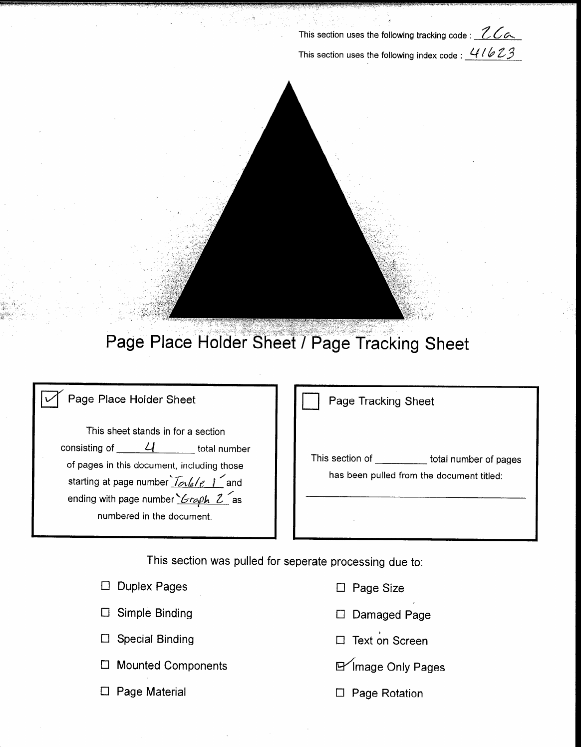This section uses the following tracking code : 2Ca

This section uses the following index code : 41623

# Page Place Holder Sheet / Page Tracking Sheet

☑ Page Place Holder Sheet

This sheet stands in for a section consisting of 4 total number of pages in this document, including those starting at page number "Table 1" and ending with page number "Graph 2" as numbered in the document.

☐ Page Tracking Sheet

This section of __________ total number of pages has been pulled from the document titled:

______________________________

This section was pulled for seperate processing due to:

- ☐ Duplex Pages
- ☐ Simple Binding
- ☐ Special Binding
- ☐ Mounted Components
- ☐ Page Material
- ☐ Page Size
- ☐ Damaged Page
- ☐ Text on Screen
- ☑ Image Only Pages
- ☐ Page Rotation